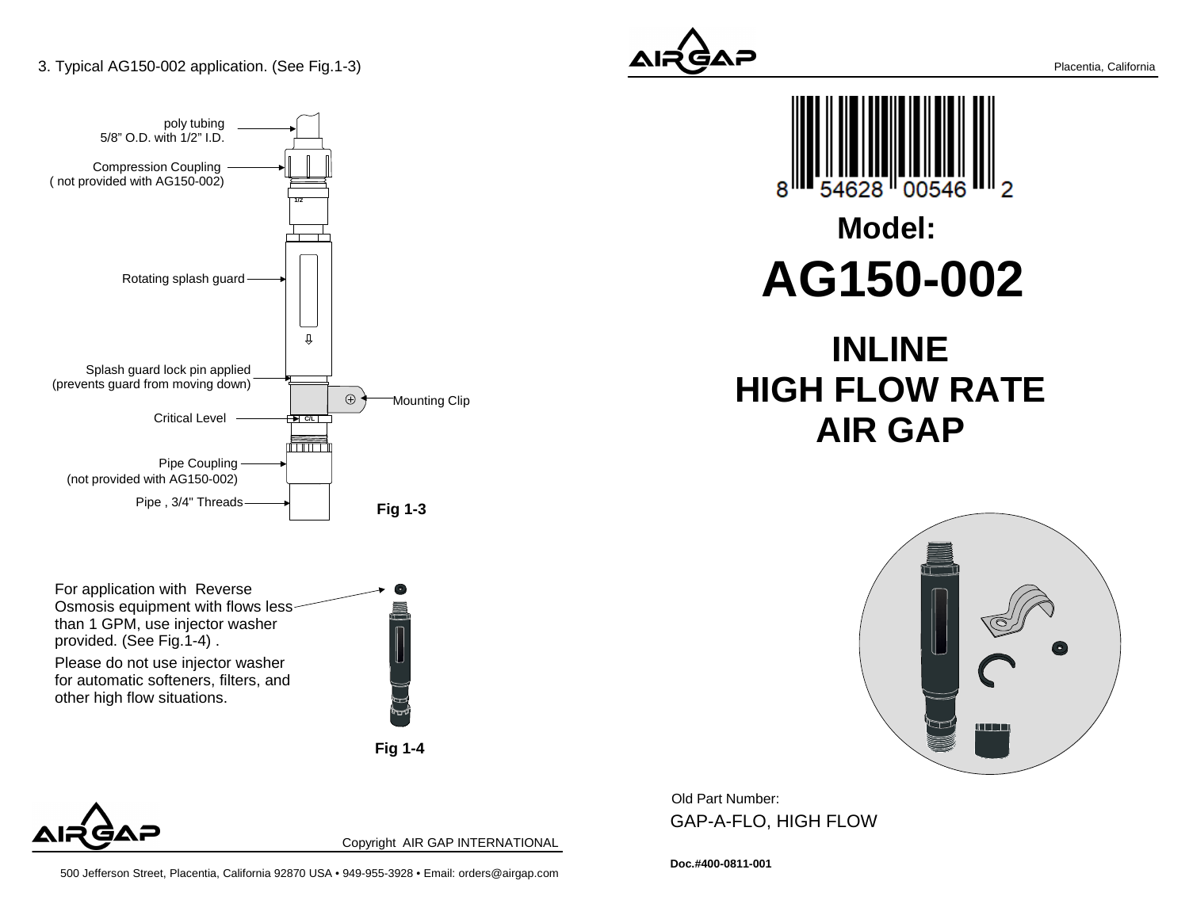3. Typical AG150-002 application. (See Fig.1-3)

poly tubing
5/8" O.D. with 1/2" I.D.

Compression Coupling
( not provided with AG150-002)

Rotating splash guard

Splash guard lock pin applied
(prevents guard from moving down)

Mounting Clip

Critical Level

Pipe Coupling
(not provided with AG150-002)

Pipe , 3/4" Threads

**Fig 1-3**

For application with Reverse Osmosis equipment with flows less than 1 GPM, use injector washer provided. (See Fig.1-4) .

Please do not use injector washer for automatic softeners, filters, and other high flow situations.

**Fig 1-4**

Copyright AIR GAP INTERNATIONAL

500 Jefferson Street, Placentia, California 92870 USA • 949-955-3928 • Email: orders@airgap.com

Placentia, California

8 54628 00546 2

## Model:

# AG150-002

## INLINE
## HIGH FLOW RATE
## AIR GAP

Old Part Number:
GAP-A-FLO, HIGH FLOW

**Doc.#400-0811-001**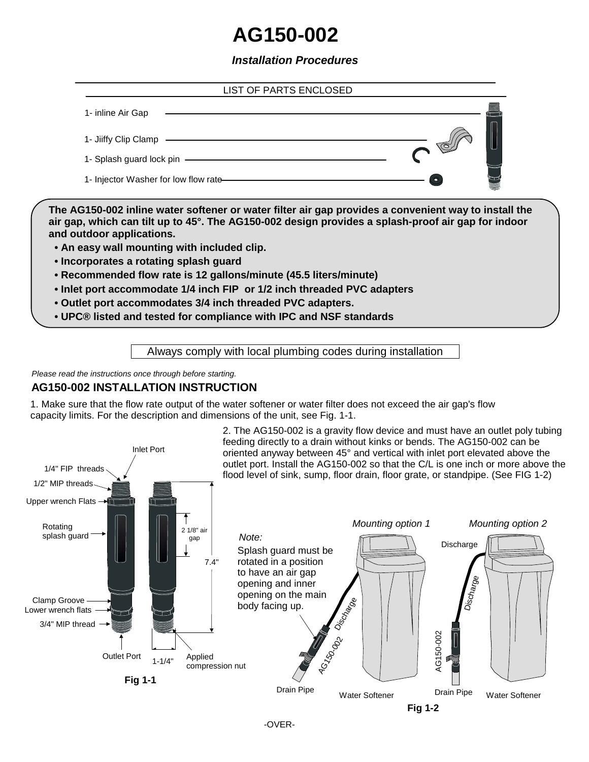# AG150-002

***Installation Procedures***

LIST OF PARTS ENCLOSED

- 1- inline Air Gap
- 1- Jiiffy Clip Clamp
- 1- Splash guard lock pin
- 1- Injector Washer for low flow rate

**The AG150-002 inline water softener or water filter air gap provides a convenient way to install the air gap, which can tilt up to 45°. The AG150-002 design provides a splash-proof air gap for indoor and outdoor applications.**

- **An easy wall mounting with included clip.**
- **Incorporates a rotating splash guard**
- **Recommended flow rate is 12 gallons/minute (45.5 liters/minute)**
- **Inlet port accommodate 1/4 inch FIP or 1/2 inch threaded PVC adapters**
- **Outlet port accommodates 3/4 inch threaded PVC adapters.**
- **UPC® listed and tested for compliance with IPC and NSF standards**

Always comply with local plumbing codes during installation

*Please read the instructions once through before starting.*

## AG150-002 INSTALLATION INSTRUCTION

1. Make sure that the flow rate output of the water softener or water filter does not exceed the air gap's flow capacity limits. For the description and dimensions of the unit, see Fig. 1-1.

2. The AG150-002 is a gravity flow device and must have an outlet poly tubing feeding directly to a drain without kinks or bends. The AG150-002 can be oriented anyway between 45° and vertical with inlet port elevated above the outlet port. Install the AG150-002 so that the C/L is one inch or more above the flood level of sink, sump, floor drain, floor grate, or standpipe. (See FIG 1-2)

Inlet Port
1/4" FIP threads
1/2" MIP threads
Upper wrench Flats
Rotating splash guard
2 1/8" air gap
7.4"
Clamp Groove
Lower wrench flats
3/4" MIP thread
Outlet Port
1-1/4"
Applied compression nut

**Fig 1-1**

*Note:* Splash guard must be rotated in a position to have an air gap opening and inner opening on the main body facing up.

*Mounting option 1*
*Mounting option 2*
Discharge
AG150-002
Drain Pipe
Water Softener

**Fig 1-2**

-OVER-